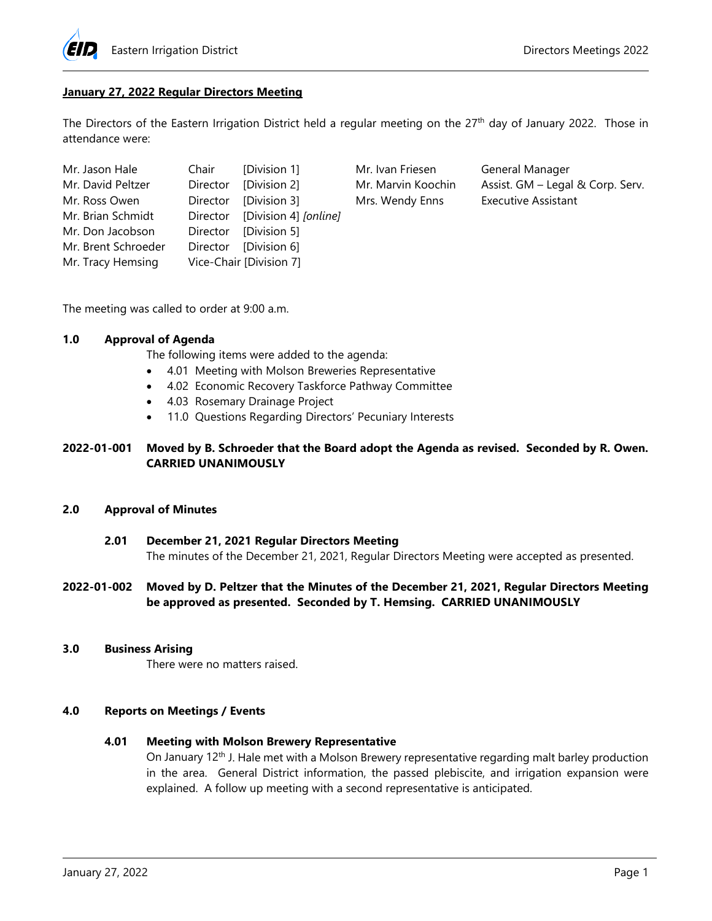**January 27, 2022 Regular Directors Meeting**

The Directors of the Eastern Irrigation District held a regular meeting on the 27th day of January 2022. Those in attendance were:

| | | | | |
|---|---|---|---|---|
| Mr. Jason Hale | Chair | [Division 1] | Mr. Ivan Friesen | General Manager |
| Mr. David Peltzer | Director | [Division 2] | Mr. Marvin Koochin | Assist. GM – Legal & Corp. Serv. |
| Mr. Ross Owen | Director | [Division 3] | Mrs. Wendy Enns | Executive Assistant |
| Mr. Brian Schmidt | Director | [Division 4] *[online]* | | |
| Mr. Don Jacobson | Director | [Division 5] | | |
| Mr. Brent Schroeder | Director | [Division 6] | | |
| Mr. Tracy Hemsing | Vice-Chair | [Division 7] | | |

The meeting was called to order at 9:00 a.m.

## 1.0 Approval of Agenda

The following items were added to the agenda:

- 4.01 Meeting with Molson Breweries Representative
- 4.02 Economic Recovery Taskforce Pathway Committee
- 4.03 Rosemary Drainage Project
- 11.0 Questions Regarding Directors' Pecuniary Interests

**2022-01-001 Moved by B. Schroeder that the Board adopt the Agenda as revised. Seconded by R. Owen. CARRIED UNANIMOUSLY**

## 2.0 Approval of Minutes

### 2.01 December 21, 2021 Regular Directors Meeting

The minutes of the December 21, 2021, Regular Directors Meeting were accepted as presented.

**2022-01-002 Moved by D. Peltzer that the Minutes of the December 21, 2021, Regular Directors Meeting be approved as presented. Seconded by T. Hemsing. CARRIED UNANIMOUSLY**

## 3.0 Business Arising

There were no matters raised.

## 4.0 Reports on Meetings / Events

### 4.01 Meeting with Molson Brewery Representative

On January 12th J. Hale met with a Molson Brewery representative regarding malt barley production in the area. General District information, the passed plebiscite, and irrigation expansion were explained. A follow up meeting with a second representative is anticipated.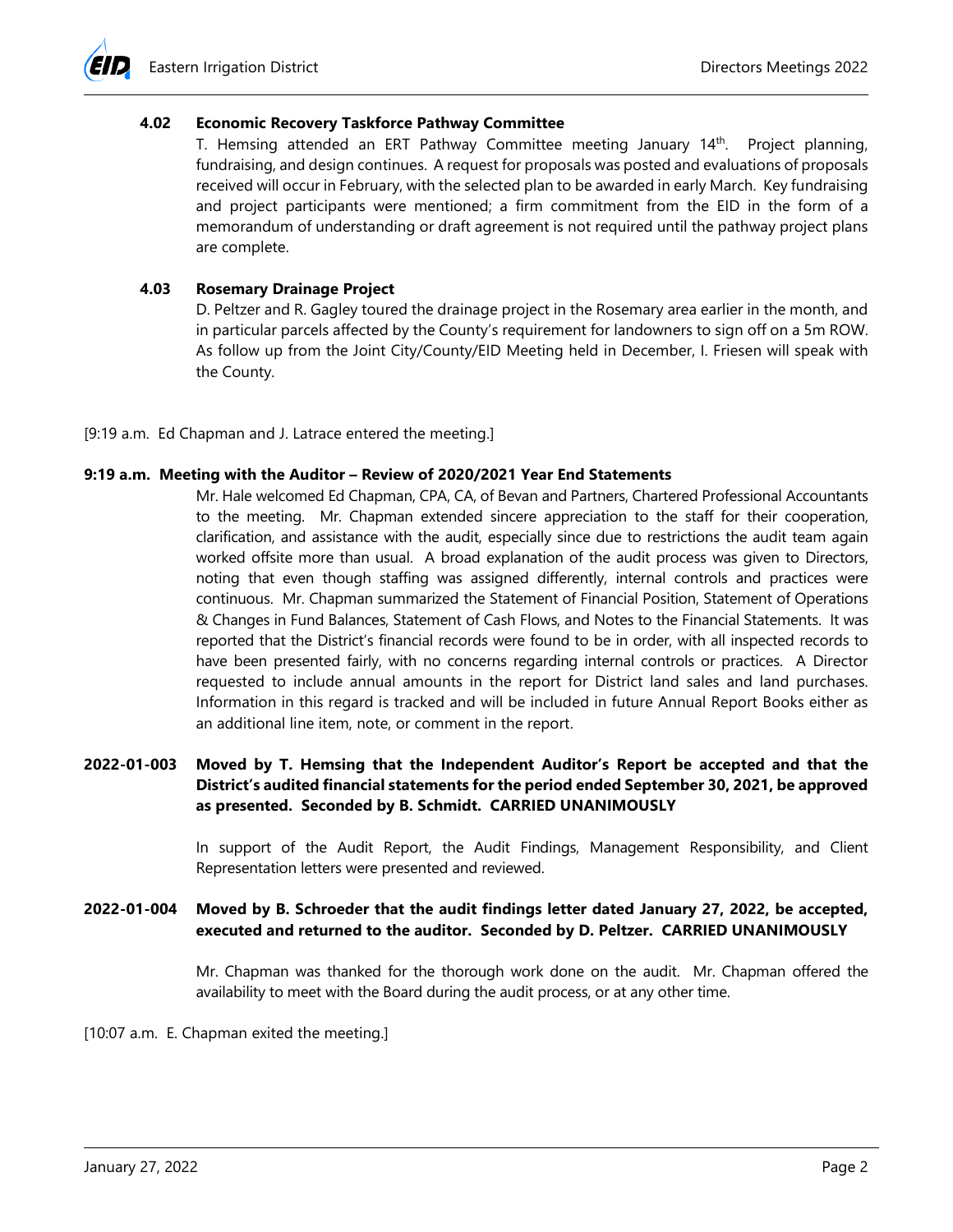### 4.02 Economic Recovery Taskforce Pathway Committee

T. Hemsing attended an ERT Pathway Committee meeting January 14th. Project planning, fundraising, and design continues. A request for proposals was posted and evaluations of proposals received will occur in February, with the selected plan to be awarded in early March. Key fundraising and project participants were mentioned; a firm commitment from the EID in the form of a memorandum of understanding or draft agreement is not required until the pathway project plans are complete.

### 4.03 Rosemary Drainage Project

D. Peltzer and R. Gagley toured the drainage project in the Rosemary area earlier in the month, and in particular parcels affected by the County's requirement for landowners to sign off on a 5m ROW. As follow up from the Joint City/County/EID Meeting held in December, I. Friesen will speak with the County.

[9:19 a.m. Ed Chapman and J. Latrace entered the meeting.]

**9:19 a.m. Meeting with the Auditor – Review of 2020/2021 Year End Statements**

Mr. Hale welcomed Ed Chapman, CPA, CA, of Bevan and Partners, Chartered Professional Accountants to the meeting. Mr. Chapman extended sincere appreciation to the staff for their cooperation, clarification, and assistance with the audit, especially since due to restrictions the audit team again worked offsite more than usual. A broad explanation of the audit process was given to Directors, noting that even though staffing was assigned differently, internal controls and practices were continuous. Mr. Chapman summarized the Statement of Financial Position, Statement of Operations & Changes in Fund Balances, Statement of Cash Flows, and Notes to the Financial Statements. It was reported that the District's financial records were found to be in order, with all inspected records to have been presented fairly, with no concerns regarding internal controls or practices. A Director requested to include annual amounts in the report for District land sales and land purchases. Information in this regard is tracked and will be included in future Annual Report Books either as an additional line item, note, or comment in the report.

**2022-01-003 Moved by T. Hemsing that the Independent Auditor's Report be accepted and that the District's audited financial statements for the period ended September 30, 2021, be approved as presented. Seconded by B. Schmidt. CARRIED UNANIMOUSLY**

In support of the Audit Report, the Audit Findings, Management Responsibility, and Client Representation letters were presented and reviewed.

**2022-01-004 Moved by B. Schroeder that the audit findings letter dated January 27, 2022, be accepted, executed and returned to the auditor. Seconded by D. Peltzer. CARRIED UNANIMOUSLY**

Mr. Chapman was thanked for the thorough work done on the audit. Mr. Chapman offered the availability to meet with the Board during the audit process, or at any other time.

[10:07 a.m. E. Chapman exited the meeting.]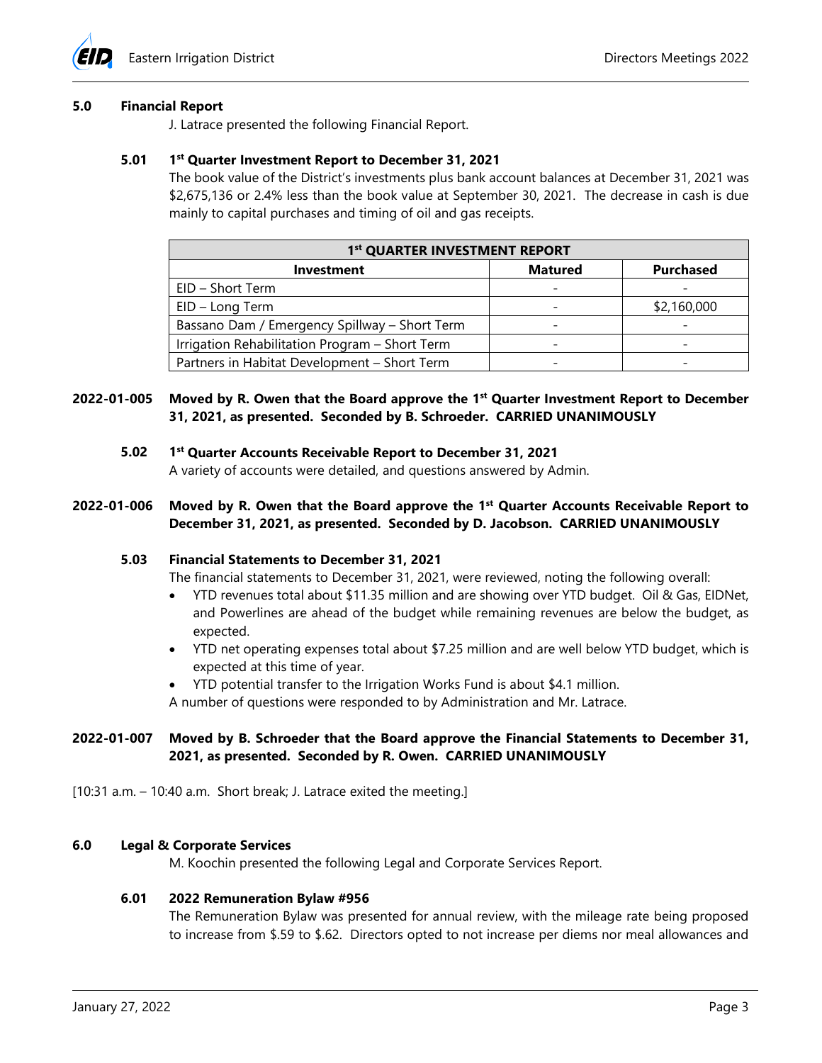## 5.0 Financial Report

J. Latrace presented the following Financial Report.

### 5.01 1st Quarter Investment Report to December 31, 2021

The book value of the District's investments plus bank account balances at December 31, 2021 was $2,675,136 or 2.4% less than the book value at September 30, 2021. The decrease in cash is due mainly to capital purchases and timing of oil and gas receipts.

| 1st QUARTER INVESTMENT REPORT | | |
|---|---|---|
| **Investment** | **Matured** | **Purchased** |
| EID – Short Term | - | - |
| EID – Long Term | - | $2,160,000 |
| Bassano Dam / Emergency Spillway – Short Term | - | - |
| Irrigation Rehabilitation Program – Short Term | - | - |
| Partners in Habitat Development – Short Term | - | - |

**2022-01-005 Moved by R. Owen that the Board approve the 1st Quarter Investment Report to December 31, 2021, as presented. Seconded by B. Schroeder. CARRIED UNANIMOUSLY**

### 5.02 1st Quarter Accounts Receivable Report to December 31, 2021

A variety of accounts were detailed, and questions answered by Admin.

**2022-01-006 Moved by R. Owen that the Board approve the 1st Quarter Accounts Receivable Report to December 31, 2021, as presented. Seconded by D. Jacobson. CARRIED UNANIMOUSLY**

### 5.03 Financial Statements to December 31, 2021

The financial statements to December 31, 2021, were reviewed, noting the following overall:

- YTD revenues total about $11.35 million and are showing over YTD budget. Oil & Gas, EIDNet, and Powerlines are ahead of the budget while remaining revenues are below the budget, as expected.
- YTD net operating expenses total about $7.25 million and are well below YTD budget, which is expected at this time of year.
- YTD potential transfer to the Irrigation Works Fund is about $4.1 million.

A number of questions were responded to by Administration and Mr. Latrace.

**2022-01-007 Moved by B. Schroeder that the Board approve the Financial Statements to December 31, 2021, as presented. Seconded by R. Owen. CARRIED UNANIMOUSLY**

[10:31 a.m. – 10:40 a.m. Short break; J. Latrace exited the meeting.]

## 6.0 Legal & Corporate Services

M. Koochin presented the following Legal and Corporate Services Report.

### 6.01 2022 Remuneration Bylaw #956

The Remuneration Bylaw was presented for annual review, with the mileage rate being proposed to increase from $.59 to $.62. Directors opted to not increase per diems nor meal allowances and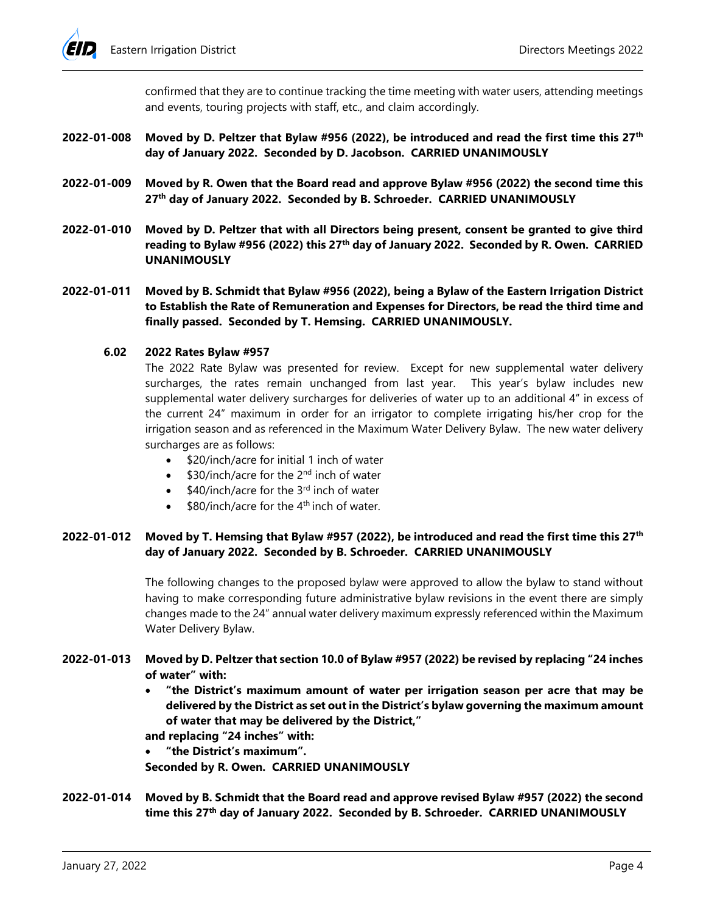confirmed that they are to continue tracking the time meeting with water users, attending meetings and events, touring projects with staff, etc., and claim accordingly.

**2022-01-008 Moved by D. Peltzer that Bylaw #956 (2022), be introduced and read the first time this 27th day of January 2022. Seconded by D. Jacobson. CARRIED UNANIMOUSLY**

**2022-01-009 Moved by R. Owen that the Board read and approve Bylaw #956 (2022) the second time this 27th day of January 2022. Seconded by B. Schroeder. CARRIED UNANIMOUSLY**

**2022-01-010 Moved by D. Peltzer that with all Directors being present, consent be granted to give third reading to Bylaw #956 (2022) this 27th day of January 2022. Seconded by R. Owen. CARRIED UNANIMOUSLY**

**2022-01-011 Moved by B. Schmidt that Bylaw #956 (2022), being a Bylaw of the Eastern Irrigation District to Establish the Rate of Remuneration and Expenses for Directors, be read the third time and finally passed. Seconded by T. Hemsing. CARRIED UNANIMOUSLY.**

### 6.02 2022 Rates Bylaw #957

The 2022 Rate Bylaw was presented for review. Except for new supplemental water delivery surcharges, the rates remain unchanged from last year. This year's bylaw includes new supplemental water delivery surcharges for deliveries of water up to an additional 4" in excess of the current 24" maximum in order for an irrigator to complete irrigating his/her crop for the irrigation season and as referenced in the Maximum Water Delivery Bylaw. The new water delivery surcharges are as follows:

- $20/inch/acre for initial 1 inch of water
- $30/inch/acre for the 2nd inch of water
- $40/inch/acre for the 3rd inch of water
- $80/inch/acre for the 4th inch of water.

**2022-01-012 Moved by T. Hemsing that Bylaw #957 (2022), be introduced and read the first time this 27th day of January 2022. Seconded by B. Schroeder. CARRIED UNANIMOUSLY**

The following changes to the proposed bylaw were approved to allow the bylaw to stand without having to make corresponding future administrative bylaw revisions in the event there are simply changes made to the 24" annual water delivery maximum expressly referenced within the Maximum Water Delivery Bylaw.

**2022-01-013 Moved by D. Peltzer that section 10.0 of Bylaw #957 (2022) be revised by replacing "24 inches of water" with:**

- **"the District's maximum amount of water per irrigation season per acre that may be delivered by the District as set out in the District's bylaw governing the maximum amount of water that may be delivered by the District,"**

**and replacing "24 inches" with:**

- **"the District's maximum".**

**Seconded by R. Owen. CARRIED UNANIMOUSLY**

**2022-01-014 Moved by B. Schmidt that the Board read and approve revised Bylaw #957 (2022) the second time this 27th day of January 2022. Seconded by B. Schroeder. CARRIED UNANIMOUSLY**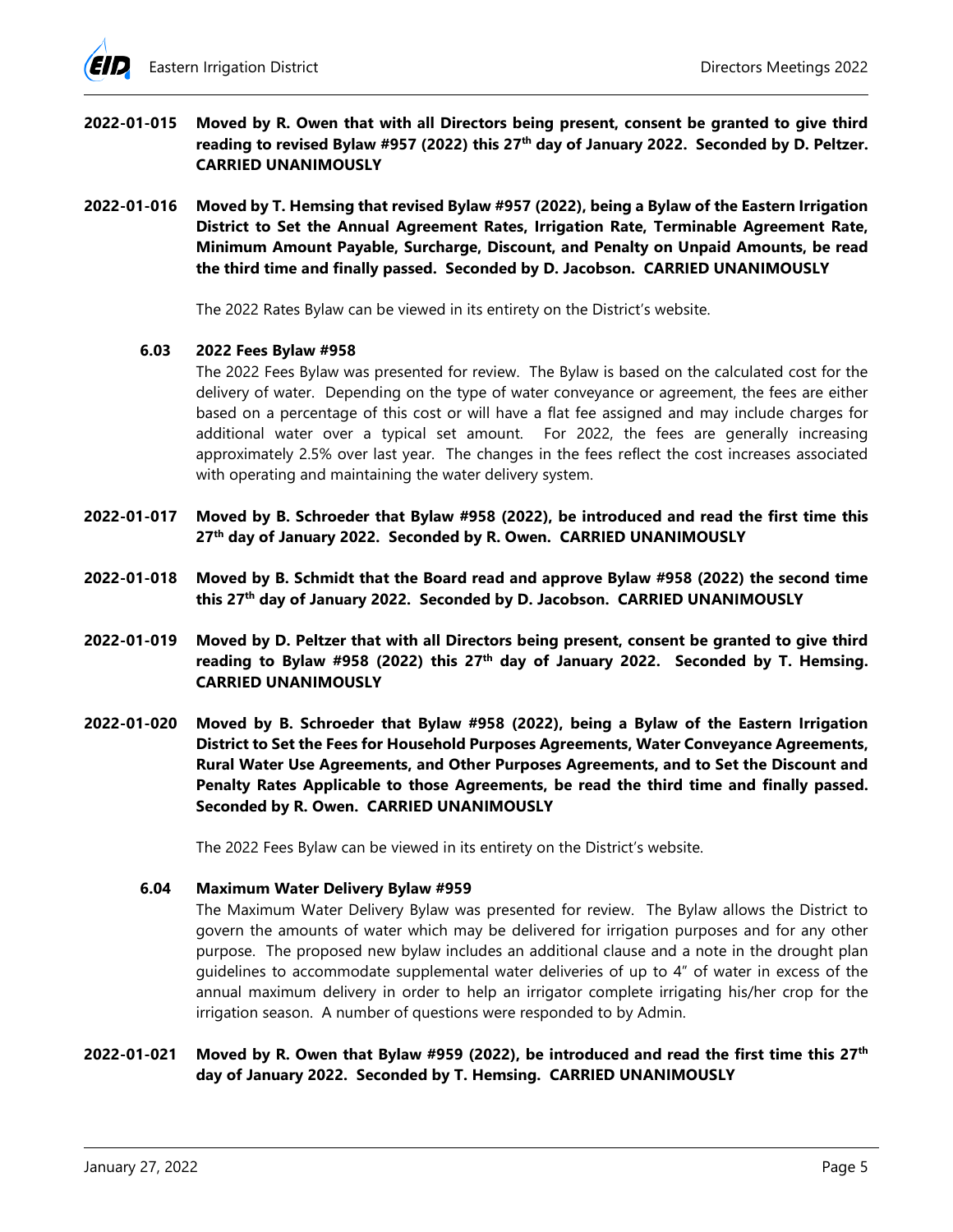**2022-01-015 Moved by R. Owen that with all Directors being present, consent be granted to give third reading to revised Bylaw #957 (2022) this 27th day of January 2022. Seconded by D. Peltzer. CARRIED UNANIMOUSLY**

**2022-01-016 Moved by T. Hemsing that revised Bylaw #957 (2022), being a Bylaw of the Eastern Irrigation District to Set the Annual Agreement Rates, Irrigation Rate, Terminable Agreement Rate, Minimum Amount Payable, Surcharge, Discount, and Penalty on Unpaid Amounts, be read the third time and finally passed. Seconded by D. Jacobson. CARRIED UNANIMOUSLY**

The 2022 Rates Bylaw can be viewed in its entirety on the District's website.

**6.03 2022 Fees Bylaw #958**

The 2022 Fees Bylaw was presented for review. The Bylaw is based on the calculated cost for the delivery of water. Depending on the type of water conveyance or agreement, the fees are either based on a percentage of this cost or will have a flat fee assigned and may include charges for additional water over a typical set amount. For 2022, the fees are generally increasing approximately 2.5% over last year. The changes in the fees reflect the cost increases associated with operating and maintaining the water delivery system.

**2022-01-017 Moved by B. Schroeder that Bylaw #958 (2022), be introduced and read the first time this 27th day of January 2022. Seconded by R. Owen. CARRIED UNANIMOUSLY**

**2022-01-018 Moved by B. Schmidt that the Board read and approve Bylaw #958 (2022) the second time this 27th day of January 2022. Seconded by D. Jacobson. CARRIED UNANIMOUSLY**

**2022-01-019 Moved by D. Peltzer that with all Directors being present, consent be granted to give third reading to Bylaw #958 (2022) this 27th day of January 2022. Seconded by T. Hemsing. CARRIED UNANIMOUSLY**

**2022-01-020 Moved by B. Schroeder that Bylaw #958 (2022), being a Bylaw of the Eastern Irrigation District to Set the Fees for Household Purposes Agreements, Water Conveyance Agreements, Rural Water Use Agreements, and Other Purposes Agreements, and to Set the Discount and Penalty Rates Applicable to those Agreements, be read the third time and finally passed. Seconded by R. Owen. CARRIED UNANIMOUSLY**

The 2022 Fees Bylaw can be viewed in its entirety on the District's website.

**6.04 Maximum Water Delivery Bylaw #959**

The Maximum Water Delivery Bylaw was presented for review. The Bylaw allows the District to govern the amounts of water which may be delivered for irrigation purposes and for any other purpose. The proposed new bylaw includes an additional clause and a note in the drought plan guidelines to accommodate supplemental water deliveries of up to 4" of water in excess of the annual maximum delivery in order to help an irrigator complete irrigating his/her crop for the irrigation season. A number of questions were responded to by Admin.

**2022-01-021 Moved by R. Owen that Bylaw #959 (2022), be introduced and read the first time this 27th day of January 2022. Seconded by T. Hemsing. CARRIED UNANIMOUSLY**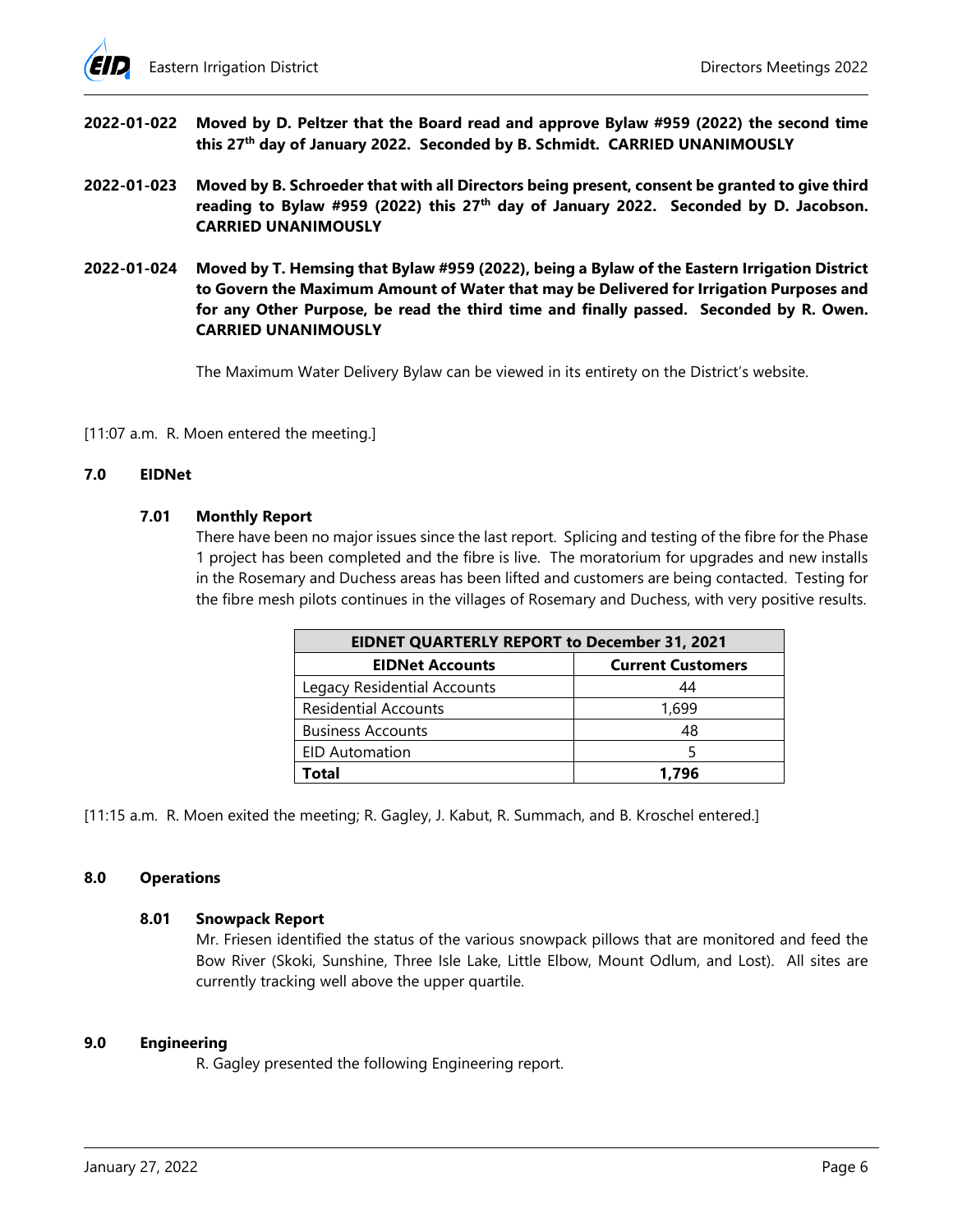**2022-01-022** **Moved by D. Peltzer that the Board read and approve Bylaw #959 (2022) the second time this 27th day of January 2022. Seconded by B. Schmidt. CARRIED UNANIMOUSLY**

**2022-01-023** **Moved by B. Schroeder that with all Directors being present, consent be granted to give third reading to Bylaw #959 (2022) this 27th day of January 2022. Seconded by D. Jacobson. CARRIED UNANIMOUSLY**

**2022-01-024** **Moved by T. Hemsing that Bylaw #959 (2022), being a Bylaw of the Eastern Irrigation District to Govern the Maximum Amount of Water that may be Delivered for Irrigation Purposes and for any Other Purpose, be read the third time and finally passed. Seconded by R. Owen. CARRIED UNANIMOUSLY**

The Maximum Water Delivery Bylaw can be viewed in its entirety on the District's website.

[11:07 a.m. R. Moen entered the meeting.]

## 7.0 EIDNet

### 7.01 Monthly Report

There have been no major issues since the last report. Splicing and testing of the fibre for the Phase 1 project has been completed and the fibre is live. The moratorium for upgrades and new installs in the Rosemary and Duchess areas has been lifted and customers are being contacted. Testing for the fibre mesh pilots continues in the villages of Rosemary and Duchess, with very positive results.

| EIDNET QUARTERLY REPORT to December 31, 2021 | |
|---|---|
| **EIDNet Accounts** | **Current Customers** |
| Legacy Residential Accounts | 44 |
| Residential Accounts | 1,699 |
| Business Accounts | 48 |
| EID Automation | 5 |
| **Total** | **1,796** |

[11:15 a.m. R. Moen exited the meeting; R. Gagley, J. Kabut, R. Summach, and B. Kroschel entered.]

## 8.0 Operations

### 8.01 Snowpack Report

Mr. Friesen identified the status of the various snowpack pillows that are monitored and feed the Bow River (Skoki, Sunshine, Three Isle Lake, Little Elbow, Mount Odlum, and Lost). All sites are currently tracking well above the upper quartile.

## 9.0 Engineering

R. Gagley presented the following Engineering report.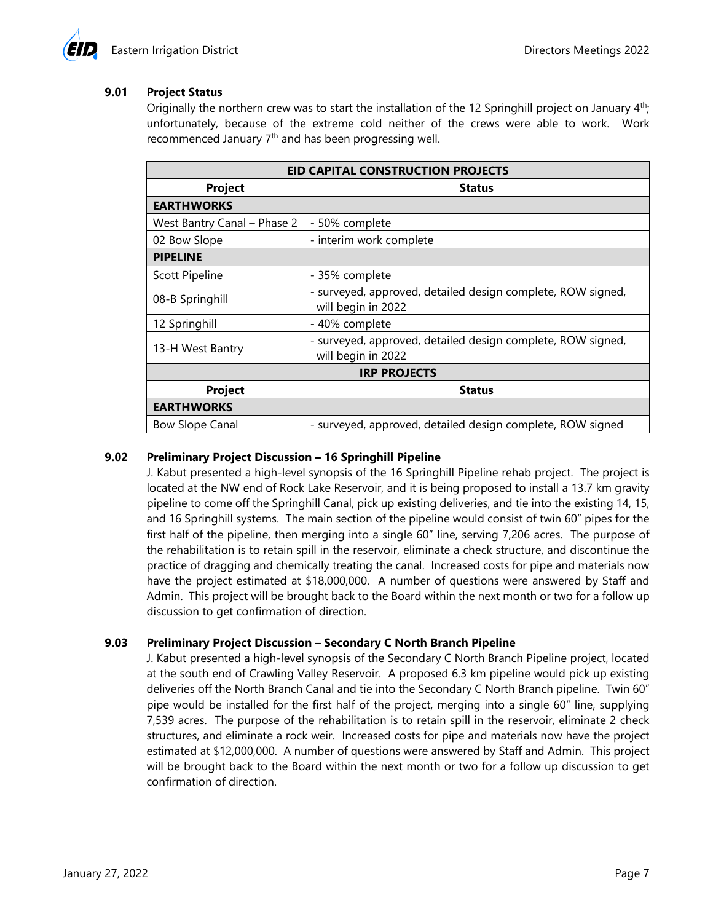### 9.01 Project Status

Originally the northern crew was to start the installation of the 12 Springhill project on January 4th; unfortunately, because of the extreme cold neither of the crews were able to work. Work recommenced January 7th and has been progressing well.

| EID CAPITAL CONSTRUCTION PROJECTS | |
|---|---|
| **Project** | **Status** |
| **EARTHWORKS** | |
| West Bantry Canal – Phase 2 | - 50% complete |
| 02 Bow Slope | - interim work complete |
| **PIPELINE** | |
| Scott Pipeline | - 35% complete |
| 08-B Springhill | - surveyed, approved, detailed design complete, ROW signed, will begin in 2022 |
| 12 Springhill | - 40% complete |
| 13-H West Bantry | - surveyed, approved, detailed design complete, ROW signed, will begin in 2022 |
| **IRP PROJECTS** | |
| **Project** | **Status** |
| **EARTHWORKS** | |
| Bow Slope Canal | - surveyed, approved, detailed design complete, ROW signed |

### 9.02 Preliminary Project Discussion – 16 Springhill Pipeline

J. Kabut presented a high-level synopsis of the 16 Springhill Pipeline rehab project. The project is located at the NW end of Rock Lake Reservoir, and it is being proposed to install a 13.7 km gravity pipeline to come off the Springhill Canal, pick up existing deliveries, and tie into the existing 14, 15, and 16 Springhill systems. The main section of the pipeline would consist of twin 60" pipes for the first half of the pipeline, then merging into a single 60" line, serving 7,206 acres. The purpose of the rehabilitation is to retain spill in the reservoir, eliminate a check structure, and discontinue the practice of dragging and chemically treating the canal. Increased costs for pipe and materials now have the project estimated at $18,000,000. A number of questions were answered by Staff and Admin. This project will be brought back to the Board within the next month or two for a follow up discussion to get confirmation of direction.

### 9.03 Preliminary Project Discussion – Secondary C North Branch Pipeline

J. Kabut presented a high-level synopsis of the Secondary C North Branch Pipeline project, located at the south end of Crawling Valley Reservoir. A proposed 6.3 km pipeline would pick up existing deliveries off the North Branch Canal and tie into the Secondary C North Branch pipeline. Twin 60" pipe would be installed for the first half of the project, merging into a single 60" line, supplying 7,539 acres. The purpose of the rehabilitation is to retain spill in the reservoir, eliminate 2 check structures, and eliminate a rock weir. Increased costs for pipe and materials now have the project estimated at $12,000,000. A number of questions were answered by Staff and Admin. This project will be brought back to the Board within the next month or two for a follow up discussion to get confirmation of direction.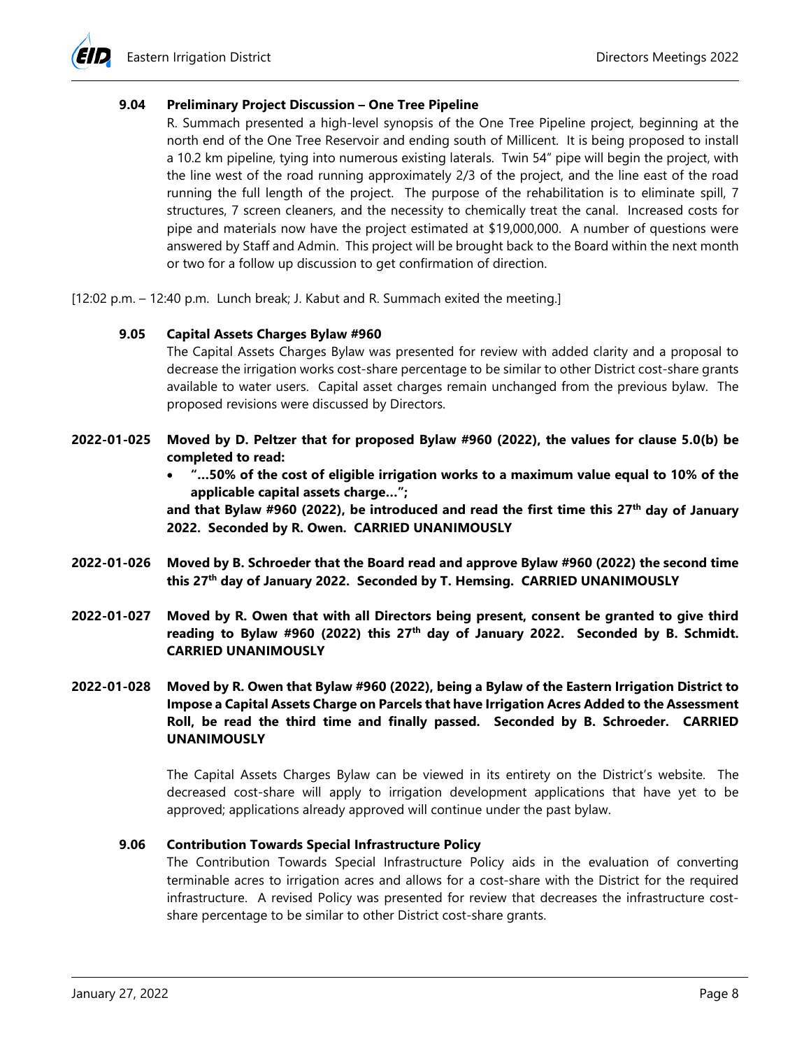**9.04 Preliminary Project Discussion – One Tree Pipeline**

R. Summach presented a high-level synopsis of the One Tree Pipeline project, beginning at the north end of the One Tree Reservoir and ending south of Millicent. It is being proposed to install a 10.2 km pipeline, tying into numerous existing laterals. Twin 54" pipe will begin the project, with the line west of the road running approximately 2/3 of the project, and the line east of the road running the full length of the project. The purpose of the rehabilitation is to eliminate spill, 7 structures, 7 screen cleaners, and the necessity to chemically treat the canal. Increased costs for pipe and materials now have the project estimated at $19,000,000. A number of questions were answered by Staff and Admin. This project will be brought back to the Board within the next month or two for a follow up discussion to get confirmation of direction.

[12:02 p.m. – 12:40 p.m. Lunch break; J. Kabut and R. Summach exited the meeting.]

**9.05 Capital Assets Charges Bylaw #960**

The Capital Assets Charges Bylaw was presented for review with added clarity and a proposal to decrease the irrigation works cost-share percentage to be similar to other District cost-share grants available to water users. Capital asset charges remain unchanged from the previous bylaw. The proposed revisions were discussed by Directors.

**2022-01-025 Moved by D. Peltzer that for proposed Bylaw #960 (2022), the values for clause 5.0(b) be completed to read:**

- **"…50% of the cost of eligible irrigation works to a maximum value equal to 10% of the applicable capital assets charge…";**

**and that Bylaw #960 (2022), be introduced and read the first time this 27th day of January 2022. Seconded by R. Owen. CARRIED UNANIMOUSLY**

**2022-01-026 Moved by B. Schroeder that the Board read and approve Bylaw #960 (2022) the second time this 27th day of January 2022. Seconded by T. Hemsing. CARRIED UNANIMOUSLY**

**2022-01-027 Moved by R. Owen that with all Directors being present, consent be granted to give third reading to Bylaw #960 (2022) this 27th day of January 2022. Seconded by B. Schmidt. CARRIED UNANIMOUSLY**

**2022-01-028 Moved by R. Owen that Bylaw #960 (2022), being a Bylaw of the Eastern Irrigation District to Impose a Capital Assets Charge on Parcels that have Irrigation Acres Added to the Assessment Roll, be read the third time and finally passed. Seconded by B. Schroeder. CARRIED UNANIMOUSLY**

The Capital Assets Charges Bylaw can be viewed in its entirety on the District's website. The decreased cost-share will apply to irrigation development applications that have yet to be approved; applications already approved will continue under the past bylaw.

**9.06 Contribution Towards Special Infrastructure Policy**

The Contribution Towards Special Infrastructure Policy aids in the evaluation of converting terminable acres to irrigation acres and allows for a cost-share with the District for the required infrastructure. A revised Policy was presented for review that decreases the infrastructure cost-share percentage to be similar to other District cost-share grants.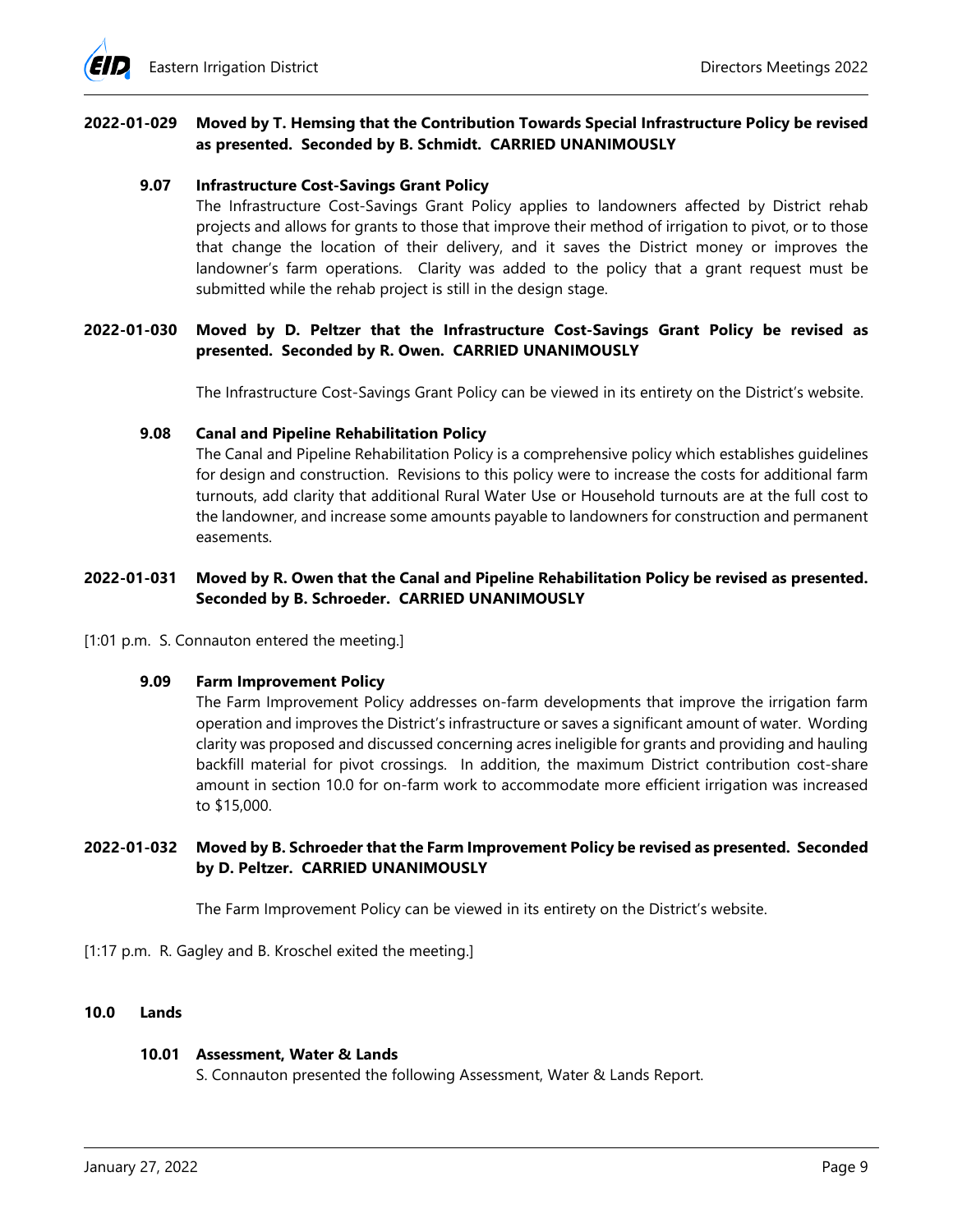**2022-01-029 Moved by T. Hemsing that the Contribution Towards Special Infrastructure Policy be revised as presented. Seconded by B. Schmidt. CARRIED UNANIMOUSLY**

### 9.07 Infrastructure Cost-Savings Grant Policy

The Infrastructure Cost-Savings Grant Policy applies to landowners affected by District rehab projects and allows for grants to those that improve their method of irrigation to pivot, or to those that change the location of their delivery, and it saves the District money or improves the landowner's farm operations. Clarity was added to the policy that a grant request must be submitted while the rehab project is still in the design stage.

**2022-01-030 Moved by D. Peltzer that the Infrastructure Cost-Savings Grant Policy be revised as presented. Seconded by R. Owen. CARRIED UNANIMOUSLY**

The Infrastructure Cost-Savings Grant Policy can be viewed in its entirety on the District's website.

### 9.08 Canal and Pipeline Rehabilitation Policy

The Canal and Pipeline Rehabilitation Policy is a comprehensive policy which establishes guidelines for design and construction. Revisions to this policy were to increase the costs for additional farm turnouts, add clarity that additional Rural Water Use or Household turnouts are at the full cost to the landowner, and increase some amounts payable to landowners for construction and permanent easements.

**2022-01-031 Moved by R. Owen that the Canal and Pipeline Rehabilitation Policy be revised as presented. Seconded by B. Schroeder. CARRIED UNANIMOUSLY**

[1:01 p.m. S. Connauton entered the meeting.]

### 9.09 Farm Improvement Policy

The Farm Improvement Policy addresses on-farm developments that improve the irrigation farm operation and improves the District's infrastructure or saves a significant amount of water. Wording clarity was proposed and discussed concerning acres ineligible for grants and providing and hauling backfill material for pivot crossings. In addition, the maximum District contribution cost-share amount in section 10.0 for on-farm work to accommodate more efficient irrigation was increased to $15,000.

**2022-01-032 Moved by B. Schroeder that the Farm Improvement Policy be revised as presented. Seconded by D. Peltzer. CARRIED UNANIMOUSLY**

The Farm Improvement Policy can be viewed in its entirety on the District's website.

[1:17 p.m. R. Gagley and B. Kroschel exited the meeting.]

## 10.0 Lands

### 10.01 Assessment, Water & Lands

S. Connauton presented the following Assessment, Water & Lands Report.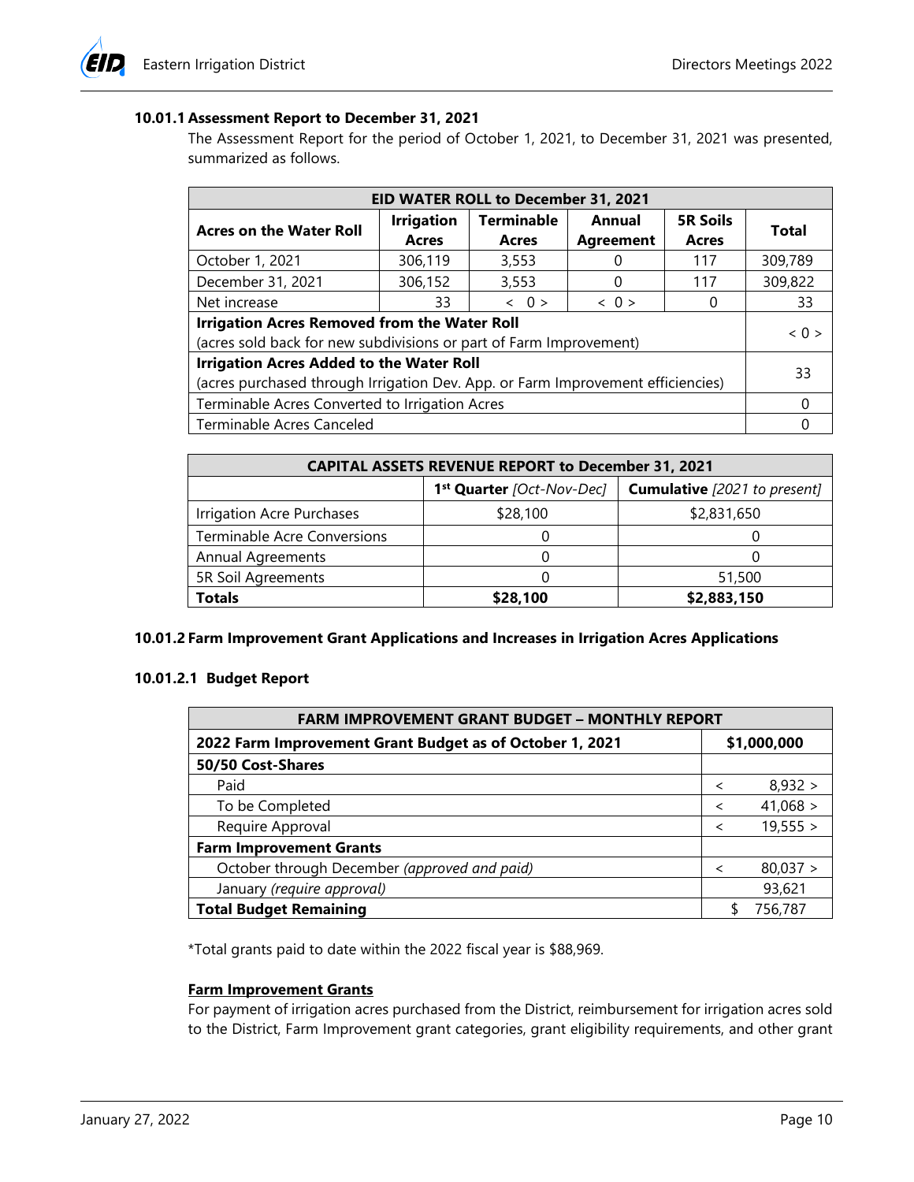### 10.01.1 Assessment Report to December 31, 2021

The Assessment Report for the period of October 1, 2021, to December 31, 2021 was presented, summarized as follows.

| EID WATER ROLL to December 31, 2021 | | | | | |
|---|---|---|---|---|---|
| **Acres on the Water Roll** | **Irrigation Acres** | **Terminable Acres** | **Annual Agreement** | **5R Soils Acres** | **Total** |
| October 1, 2021 | 306,119 | 3,553 | 0 | 117 | 309,789 |
| December 31, 2021 | 306,152 | 3,553 | 0 | 117 | 309,822 |
| Net increase | 33 | < 0 > | < 0 > | 0 | 33 |
| **Irrigation Acres Removed from the Water Roll** (acres sold back for new subdivisions or part of Farm Improvement) | | | | | < 0 > |
| **Irrigation Acres Added to the Water Roll** (acres purchased through Irrigation Dev. App. or Farm Improvement efficiencies) | | | | | 33 |
| Terminable Acres Converted to Irrigation Acres | | | | | 0 |
| Terminable Acres Canceled | | | | | 0 |

| CAPITAL ASSETS REVENUE REPORT to December 31, 2021 | | |
|---|---|---|
| | **1st Quarter** *[Oct-Nov-Dec]* | **Cumulative** *[2021 to present]* |
| Irrigation Acre Purchases | $28,100 | $2,831,650 |
| Terminable Acre Conversions | 0 | 0 |
| Annual Agreements | 0 | 0 |
| 5R Soil Agreements | 0 | 51,500 |
| **Totals** | **$28,100** | **$2,883,150** |

### 10.01.2 Farm Improvement Grant Applications and Increases in Irrigation Acres Applications

#### 10.01.2.1 Budget Report

| FARM IMPROVEMENT GRANT BUDGET – MONTHLY REPORT | |
|---|---|
| **2022 Farm Improvement Grant Budget as of October 1, 2021** | **$1,000,000** |
| **50/50 Cost-Shares** | |
| Paid | < 8,932 > |
| To be Completed | < 41,068 > |
| Require Approval | < 19,555 > |
| **Farm Improvement Grants** | |
| October through December *(approved and paid)* | < 80,037 > |
| January *(require approval)* | 93,621 |
| **Total Budget Remaining** | $ 756,787 |

*Total grants paid to date within the 2022 fiscal year is $88,969.

**Farm Improvement Grants**

For payment of irrigation acres purchased from the District, reimbursement for irrigation acres sold to the District, Farm Improvement grant categories, grant eligibility requirements, and other grant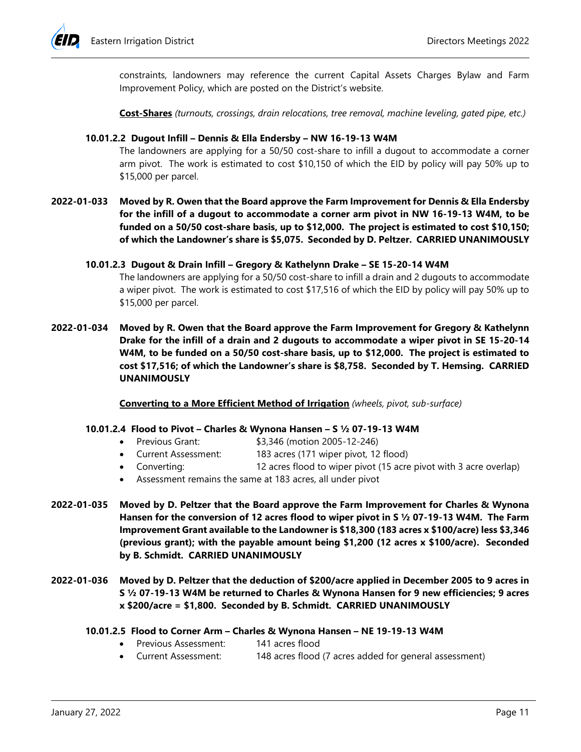constraints, landowners may reference the current Capital Assets Charges Bylaw and Farm Improvement Policy, which are posted on the District's website.

**Cost-Shares** *(turnouts, crossings, drain relocations, tree removal, machine leveling, gated pipe, etc.)*

**10.01.2.2 Dugout Infill – Dennis & Ella Endersby – NW 16-19-13 W4M**

The landowners are applying for a 50/50 cost-share to infill a dugout to accommodate a corner arm pivot. The work is estimated to cost $10,150 of which the EID by policy will pay 50% up to $15,000 per parcel.

**2022-01-033 Moved by R. Owen that the Board approve the Farm Improvement for Dennis & Ella Endersby for the infill of a dugout to accommodate a corner arm pivot in NW 16-19-13 W4M, to be funded on a 50/50 cost-share basis, up to $12,000. The project is estimated to cost $10,150; of which the Landowner's share is $5,075. Seconded by D. Peltzer. CARRIED UNANIMOUSLY**

**10.01.2.3 Dugout & Drain Infill – Gregory & Kathelynn Drake – SE 15-20-14 W4M**

The landowners are applying for a 50/50 cost-share to infill a drain and 2 dugouts to accommodate a wiper pivot. The work is estimated to cost $17,516 of which the EID by policy will pay 50% up to $15,000 per parcel.

**2022-01-034 Moved by R. Owen that the Board approve the Farm Improvement for Gregory & Kathelynn Drake for the infill of a drain and 2 dugouts to accommodate a wiper pivot in SE 15-20-14 W4M, to be funded on a 50/50 cost-share basis, up to $12,000. The project is estimated to cost $17,516; of which the Landowner's share is $8,758. Seconded by T. Hemsing. CARRIED UNANIMOUSLY**

**Converting to a More Efficient Method of Irrigation** *(wheels, pivot, sub-surface)*

**10.01.2.4 Flood to Pivot – Charles & Wynona Hansen – S ½ 07-19-13 W4M**

- Previous Grant: $3,346 (motion 2005-12-246)
- Current Assessment: 183 acres (171 wiper pivot, 12 flood)
- Converting: 12 acres flood to wiper pivot (15 acre pivot with 3 acre overlap)
- Assessment remains the same at 183 acres, all under pivot

**2022-01-035 Moved by D. Peltzer that the Board approve the Farm Improvement for Charles & Wynona Hansen for the conversion of 12 acres flood to wiper pivot in S ½ 07-19-13 W4M. The Farm Improvement Grant available to the Landowner is $18,300 (183 acres x $100/acre) less $3,346 (previous grant); with the payable amount being $1,200 (12 acres x $100/acre). Seconded by B. Schmidt. CARRIED UNANIMOUSLY**

**2022-01-036 Moved by D. Peltzer that the deduction of $200/acre applied in December 2005 to 9 acres in S ½ 07-19-13 W4M be returned to Charles & Wynona Hansen for 9 new efficiencies; 9 acres x $200/acre = $1,800. Seconded by B. Schmidt. CARRIED UNANIMOUSLY**

**10.01.2.5 Flood to Corner Arm – Charles & Wynona Hansen – NE 19-19-13 W4M**

- Previous Assessment: 141 acres flood
- Current Assessment: 148 acres flood (7 acres added for general assessment)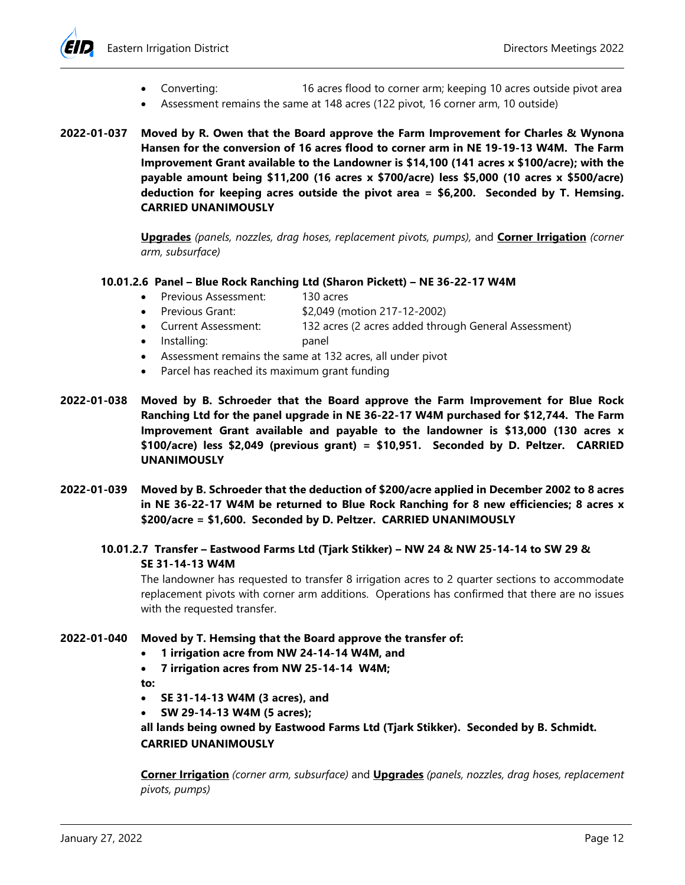- Converting: 16 acres flood to corner arm; keeping 10 acres outside pivot area
- Assessment remains the same at 148 acres (122 pivot, 16 corner arm, 10 outside)

**2022-01-037 Moved by R. Owen that the Board approve the Farm Improvement for Charles & Wynona Hansen for the conversion of 16 acres flood to corner arm in NE 19-19-13 W4M. The Farm Improvement Grant available to the Landowner is $14,100 (141 acres x $100/acre); with the payable amount being $11,200 (16 acres x $700/acre) less $5,000 (10 acres x $500/acre) deduction for keeping acres outside the pivot area = $6,200. Seconded by T. Hemsing. CARRIED UNANIMOUSLY**

**<u>Upgrades</u>** *(panels, nozzles, drag hoses, replacement pivots, pumps),* and **<u>Corner Irrigation</u>** *(corner arm, subsurface)*

#### 10.01.2.6 Panel – Blue Rock Ranching Ltd (Sharon Pickett) – NE 36-22-17 W4M

- Previous Assessment: 130 acres
- Previous Grant: $2,049 (motion 217-12-2002)
- Current Assessment: 132 acres (2 acres added through General Assessment)
- Installing: panel
- Assessment remains the same at 132 acres, all under pivot
- Parcel has reached its maximum grant funding

**2022-01-038 Moved by B. Schroeder that the Board approve the Farm Improvement for Blue Rock Ranching Ltd for the panel upgrade in NE 36-22-17 W4M purchased for $12,744. The Farm Improvement Grant available and payable to the landowner is $13,000 (130 acres x $100/acre) less $2,049 (previous grant) = $10,951. Seconded by D. Peltzer. CARRIED UNANIMOUSLY**

**2022-01-039 Moved by B. Schroeder that the deduction of $200/acre applied in December 2002 to 8 acres in NE 36-22-17 W4M be returned to Blue Rock Ranching for 8 new efficiencies; 8 acres x $200/acre = $1,600. Seconded by D. Peltzer. CARRIED UNANIMOUSLY**

#### 10.01.2.7 Transfer – Eastwood Farms Ltd (Tjark Stikker) – NW 24 & NW 25-14-14 to SW 29 & SE 31-14-13 W4M

The landowner has requested to transfer 8 irrigation acres to 2 quarter sections to accommodate replacement pivots with corner arm additions. Operations has confirmed that there are no issues with the requested transfer.

**2022-01-040 Moved by T. Hemsing that the Board approve the transfer of:**

- **1 irrigation acre from NW 24-14-14 W4M, and**
- **7 irrigation acres from NW 25-14-14 W4M;**

**to:**

- **SE 31-14-13 W4M (3 acres), and**
- **SW 29-14-13 W4M (5 acres);**

**all lands being owned by Eastwood Farms Ltd (Tjark Stikker). Seconded by B. Schmidt. CARRIED UNANIMOUSLY**

**<u>Corner Irrigation</u>** *(corner arm, subsurface)* and **<u>Upgrades</u>** *(panels, nozzles, drag hoses, replacement pivots, pumps)*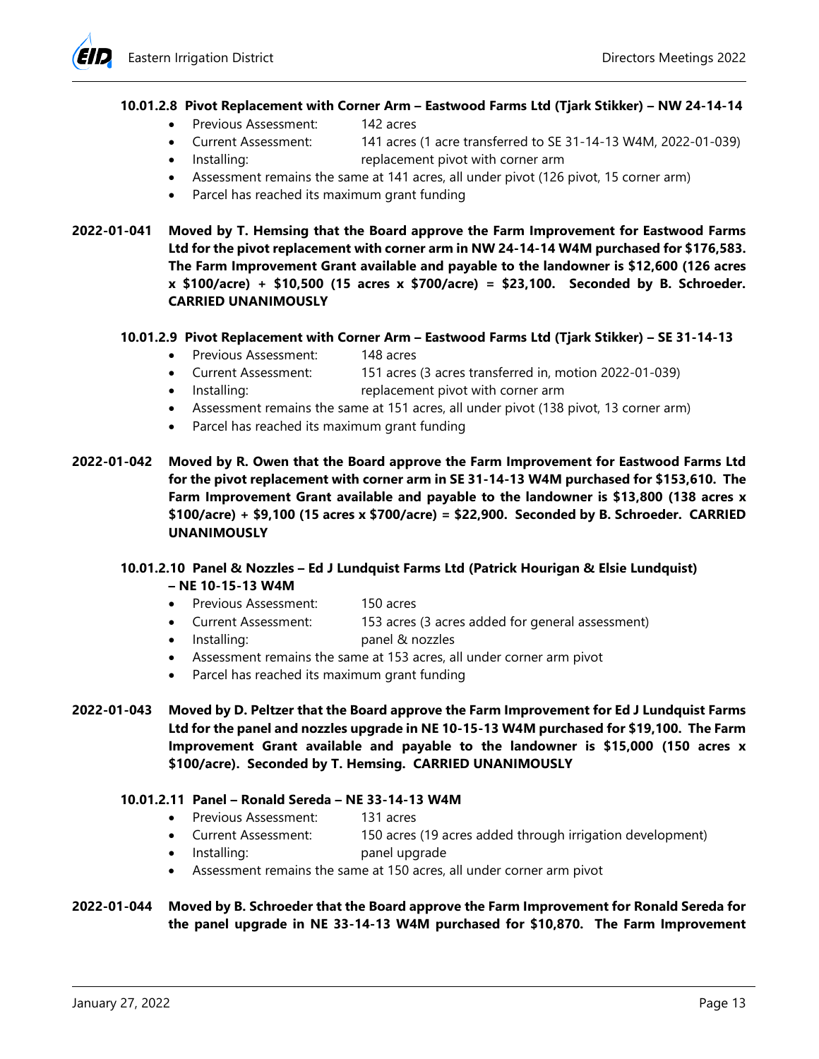#### 10.01.2.8 Pivot Replacement with Corner Arm – Eastwood Farms Ltd (Tjark Stikker) – NW 24-14-14

- Previous Assessment: 142 acres
- Current Assessment: 141 acres (1 acre transferred to SE 31-14-13 W4M, 2022-01-039)
- Installing: replacement pivot with corner arm
- Assessment remains the same at 141 acres, all under pivot (126 pivot, 15 corner arm)
- Parcel has reached its maximum grant funding

**2022-01-041 Moved by T. Hemsing that the Board approve the Farm Improvement for Eastwood Farms Ltd for the pivot replacement with corner arm in NW 24-14-14 W4M purchased for $176,583. The Farm Improvement Grant available and payable to the landowner is $12,600 (126 acres x $100/acre) + $10,500 (15 acres x $700/acre) = $23,100. Seconded by B. Schroeder. CARRIED UNANIMOUSLY**

#### 10.01.2.9 Pivot Replacement with Corner Arm – Eastwood Farms Ltd (Tjark Stikker) – SE 31-14-13

- Previous Assessment: 148 acres
- Current Assessment: 151 acres (3 acres transferred in, motion 2022-01-039)
- Installing: replacement pivot with corner arm
- Assessment remains the same at 151 acres, all under pivot (138 pivot, 13 corner arm)
- Parcel has reached its maximum grant funding

**2022-01-042 Moved by R. Owen that the Board approve the Farm Improvement for Eastwood Farms Ltd for the pivot replacement with corner arm in SE 31-14-13 W4M purchased for $153,610. The Farm Improvement Grant available and payable to the landowner is $13,800 (138 acres x $100/acre) + $9,100 (15 acres x $700/acre) = $22,900. Seconded by B. Schroeder. CARRIED UNANIMOUSLY**

#### 10.01.2.10 Panel & Nozzles – Ed J Lundquist Farms Ltd (Patrick Hourigan & Elsie Lundquist) – NE 10-15-13 W4M

- Previous Assessment: 150 acres
- Current Assessment: 153 acres (3 acres added for general assessment)
- Installing: panel & nozzles
- Assessment remains the same at 153 acres, all under corner arm pivot
- Parcel has reached its maximum grant funding

**2022-01-043 Moved by D. Peltzer that the Board approve the Farm Improvement for Ed J Lundquist Farms Ltd for the panel and nozzles upgrade in NE 10-15-13 W4M purchased for $19,100. The Farm Improvement Grant available and payable to the landowner is $15,000 (150 acres x $100/acre). Seconded by T. Hemsing. CARRIED UNANIMOUSLY**

#### 10.01.2.11 Panel – Ronald Sereda – NE 33-14-13 W4M

- Previous Assessment: 131 acres
- Current Assessment: 150 acres (19 acres added through irrigation development)
- Installing: panel upgrade
- Assessment remains the same at 150 acres, all under corner arm pivot

**2022-01-044 Moved by B. Schroeder that the Board approve the Farm Improvement for Ronald Sereda for the panel upgrade in NE 33-14-13 W4M purchased for $10,870. The Farm Improvement**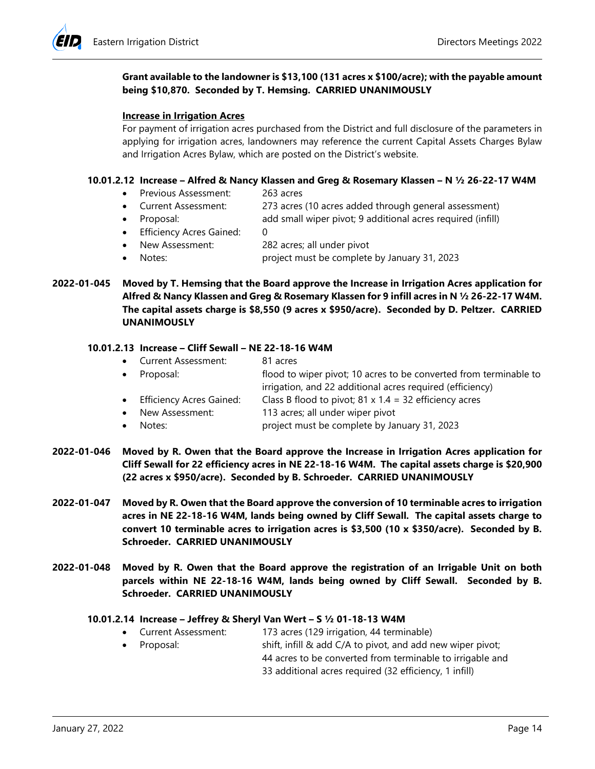**Grant available to the landowner is $13,100 (131 acres x $100/acre); with the payable amount being $10,870. Seconded by T. Hemsing. CARRIED UNANIMOUSLY**

**Increase in Irrigation Acres**

For payment of irrigation acres purchased from the District and full disclosure of the parameters in applying for irrigation acres, landowners may reference the current Capital Assets Charges Bylaw and Irrigation Acres Bylaw, which are posted on the District's website.

**10.01.2.12 Increase – Alfred & Nancy Klassen and Greg & Rosemary Klassen – N ½ 26-22-17 W4M**

- Previous Assessment: 263 acres
- Current Assessment: 273 acres (10 acres added through general assessment)
- Proposal: add small wiper pivot; 9 additional acres required (infill)
- Efficiency Acres Gained: 0
- New Assessment: 282 acres; all under pivot
- Notes: project must be complete by January 31, 2023

**2022-01-045 Moved by T. Hemsing that the Board approve the Increase in Irrigation Acres application for Alfred & Nancy Klassen and Greg & Rosemary Klassen for 9 infill acres in N ½ 26-22-17 W4M. The capital assets charge is $8,550 (9 acres x $950/acre). Seconded by D. Peltzer. CARRIED UNANIMOUSLY**

**10.01.2.13 Increase – Cliff Sewall – NE 22-18-16 W4M**

- Current Assessment: 81 acres
- Proposal: flood to wiper pivot; 10 acres to be converted from terminable to irrigation, and 22 additional acres required (efficiency)
- Efficiency Acres Gained: Class B flood to pivot; 81 x 1.4 = 32 efficiency acres
- New Assessment: 113 acres; all under wiper pivot
- Notes: project must be complete by January 31, 2023

**2022-01-046 Moved by R. Owen that the Board approve the Increase in Irrigation Acres application for Cliff Sewall for 22 efficiency acres in NE 22-18-16 W4M. The capital assets charge is $20,900 (22 acres x $950/acre). Seconded by B. Schroeder. CARRIED UNANIMOUSLY**

**2022-01-047 Moved by R. Owen that the Board approve the conversion of 10 terminable acres to irrigation acres in NE 22-18-16 W4M, lands being owned by Cliff Sewall. The capital assets charge to convert 10 terminable acres to irrigation acres is $3,500 (10 x $350/acre). Seconded by B. Schroeder. CARRIED UNANIMOUSLY**

**2022-01-048 Moved by R. Owen that the Board approve the registration of an Irrigable Unit on both parcels within NE 22-18-16 W4M, lands being owned by Cliff Sewall. Seconded by B. Schroeder. CARRIED UNANIMOUSLY**

**10.01.2.14 Increase – Jeffrey & Sheryl Van Wert – S ½ 01-18-13 W4M**

- Current Assessment: 173 acres (129 irrigation, 44 terminable)
- Proposal: shift, infill & add C/A to pivot, and add new wiper pivot; 44 acres to be converted from terminable to irrigable and 33 additional acres required (32 efficiency, 1 infill)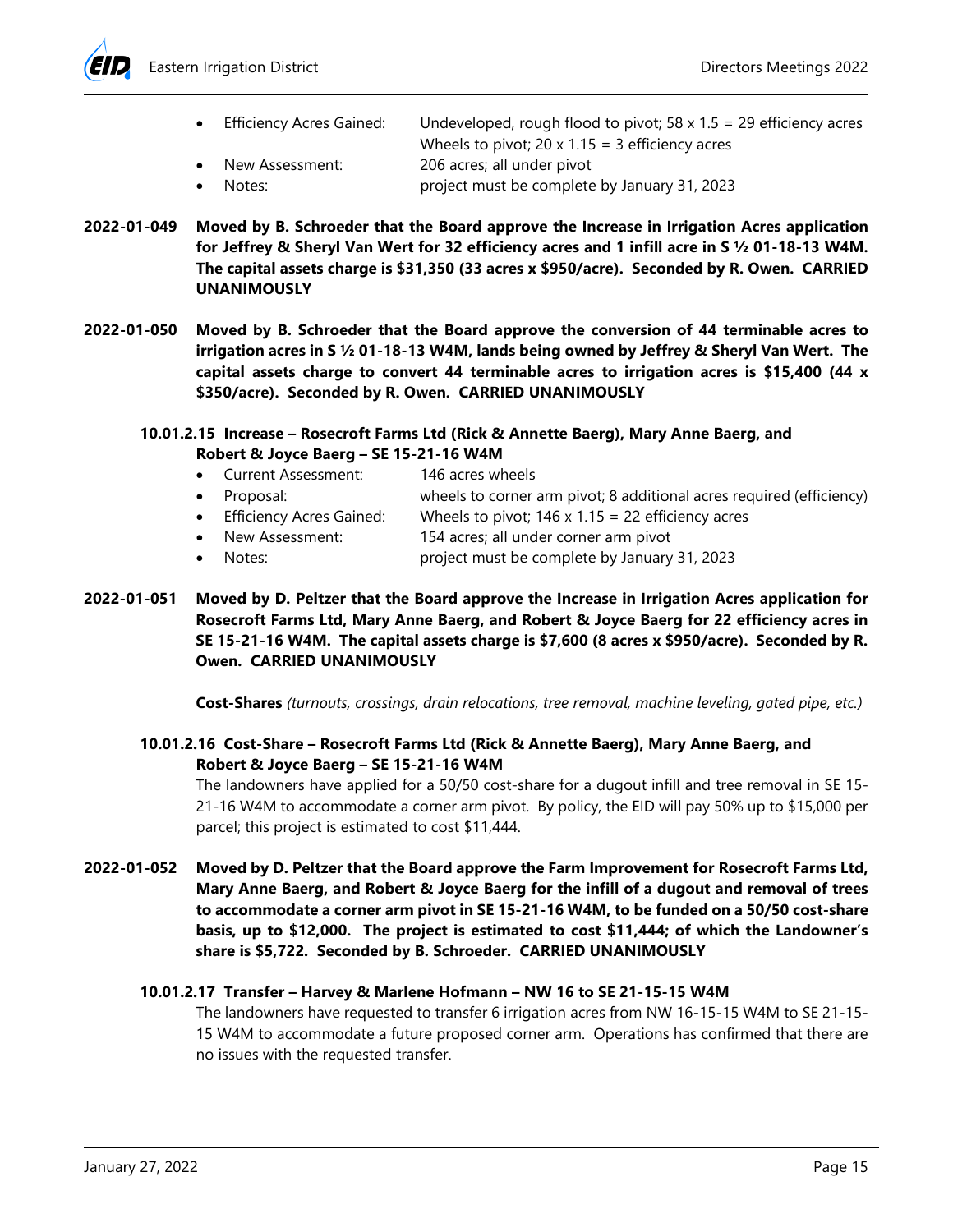- Efficiency Acres Gained: Undeveloped, rough flood to pivot; 58 x 1.5 = 29 efficiency acres
  Wheels to pivot; 20 x 1.15 = 3 efficiency acres
- New Assessment: 206 acres; all under pivot
- Notes: project must be complete by January 31, 2023

**2022-01-049 Moved by B. Schroeder that the Board approve the Increase in Irrigation Acres application for Jeffrey & Sheryl Van Wert for 32 efficiency acres and 1 infill acre in S ½ 01-18-13 W4M. The capital assets charge is $31,350 (33 acres x $950/acre). Seconded by R. Owen. CARRIED UNANIMOUSLY**

**2022-01-050 Moved by B. Schroeder that the Board approve the conversion of 44 terminable acres to irrigation acres in S ½ 01-18-13 W4M, lands being owned by Jeffrey & Sheryl Van Wert. The capital assets charge to convert 44 terminable acres to irrigation acres is $15,400 (44 x $350/acre). Seconded by R. Owen. CARRIED UNANIMOUSLY**

### 10.01.2.15 Increase – Rosecroft Farms Ltd (Rick & Annette Baerg), Mary Anne Baerg, and Robert & Joyce Baerg – SE 15-21-16 W4M

- Current Assessment: 146 acres wheels
- Proposal: wheels to corner arm pivot; 8 additional acres required (efficiency)
- Efficiency Acres Gained: Wheels to pivot; 146 x 1.15 = 22 efficiency acres
- New Assessment: 154 acres; all under corner arm pivot
- Notes: project must be complete by January 31, 2023

**2022-01-051 Moved by D. Peltzer that the Board approve the Increase in Irrigation Acres application for Rosecroft Farms Ltd, Mary Anne Baerg, and Robert & Joyce Baerg for 22 efficiency acres in SE 15-21-16 W4M. The capital assets charge is $7,600 (8 acres x $950/acre). Seconded by R. Owen. CARRIED UNANIMOUSLY**

**<u>Cost-Shares</u>** *(turnouts, crossings, drain relocations, tree removal, machine leveling, gated pipe, etc.)*

### 10.01.2.16 Cost-Share – Rosecroft Farms Ltd (Rick & Annette Baerg), Mary Anne Baerg, and Robert & Joyce Baerg – SE 15-21-16 W4M

The landowners have applied for a 50/50 cost-share for a dugout infill and tree removal in SE 15-21-16 W4M to accommodate a corner arm pivot. By policy, the EID will pay 50% up to $15,000 per parcel; this project is estimated to cost $11,444.

**2022-01-052 Moved by D. Peltzer that the Board approve the Farm Improvement for Rosecroft Farms Ltd, Mary Anne Baerg, and Robert & Joyce Baerg for the infill of a dugout and removal of trees to accommodate a corner arm pivot in SE 15-21-16 W4M, to be funded on a 50/50 cost-share basis, up to $12,000. The project is estimated to cost $11,444; of which the Landowner's share is $5,722. Seconded by B. Schroeder. CARRIED UNANIMOUSLY**

### 10.01.2.17 Transfer – Harvey & Marlene Hofmann – NW 16 to SE 21-15-15 W4M

The landowners have requested to transfer 6 irrigation acres from NW 16-15-15 W4M to SE 21-15-15 W4M to accommodate a future proposed corner arm. Operations has confirmed that there are no issues with the requested transfer.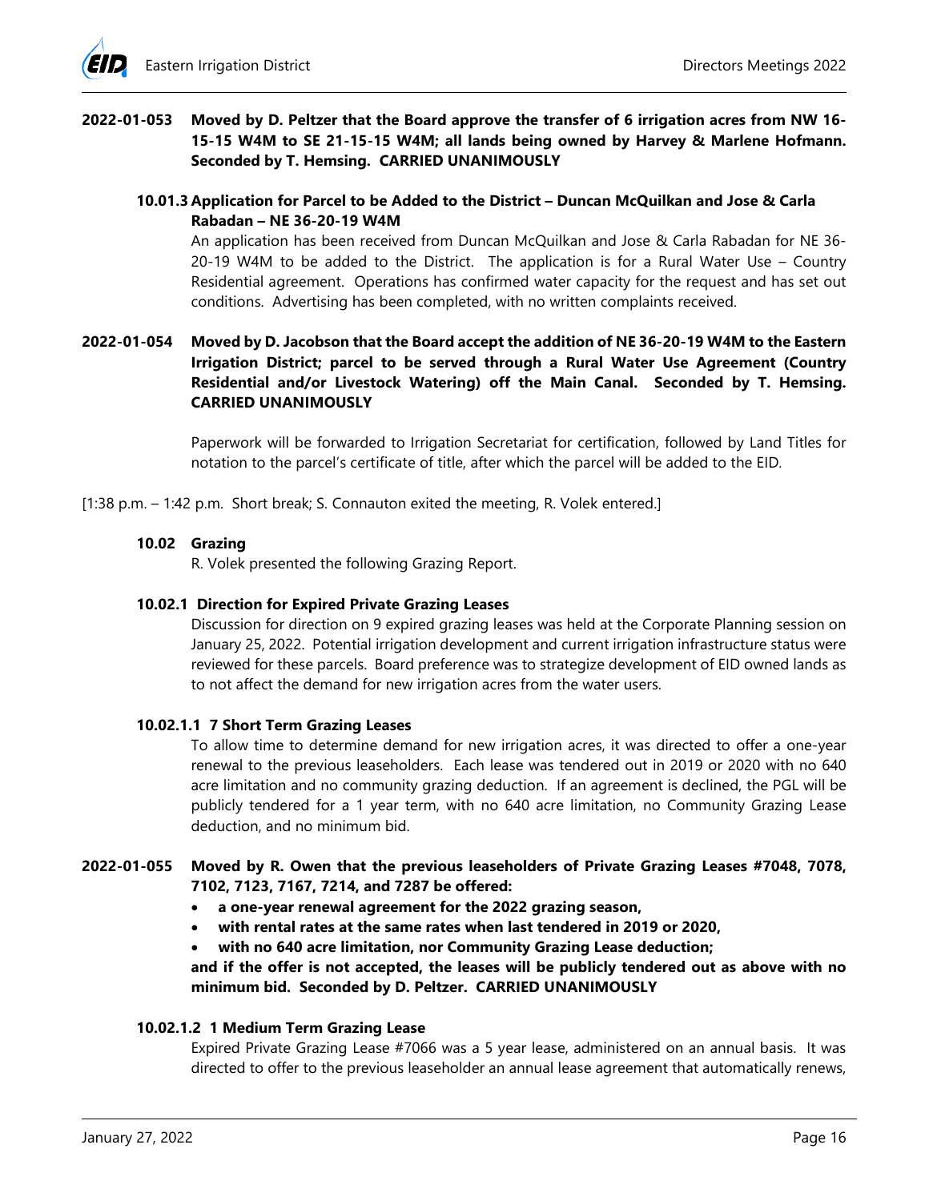**2022-01-053 Moved by D. Peltzer that the Board approve the transfer of 6 irrigation acres from NW 16-15-15 W4M to SE 21-15-15 W4M; all lands being owned by Harvey & Marlene Hofmann. Seconded by T. Hemsing. CARRIED UNANIMOUSLY**

#### 10.01.3 Application for Parcel to be Added to the District – Duncan McQuilkan and Jose & Carla Rabadan – NE 36-20-19 W4M

An application has been received from Duncan McQuilkan and Jose & Carla Rabadan for NE 36-20-19 W4M to be added to the District. The application is for a Rural Water Use – Country Residential agreement. Operations has confirmed water capacity for the request and has set out conditions. Advertising has been completed, with no written complaints received.

**2022-01-054 Moved by D. Jacobson that the Board accept the addition of NE 36-20-19 W4M to the Eastern Irrigation District; parcel to be served through a Rural Water Use Agreement (Country Residential and/or Livestock Watering) off the Main Canal. Seconded by T. Hemsing. CARRIED UNANIMOUSLY**

Paperwork will be forwarded to Irrigation Secretariat for certification, followed by Land Titles for notation to the parcel's certificate of title, after which the parcel will be added to the EID.

[1:38 p.m. – 1:42 p.m. Short break; S. Connauton exited the meeting, R. Volek entered.]

#### 10.02 Grazing

R. Volek presented the following Grazing Report.

#### 10.02.1 Direction for Expired Private Grazing Leases

Discussion for direction on 9 expired grazing leases was held at the Corporate Planning session on January 25, 2022. Potential irrigation development and current irrigation infrastructure status were reviewed for these parcels. Board preference was to strategize development of EID owned lands as to not affect the demand for new irrigation acres from the water users.

#### 10.02.1.1 7 Short Term Grazing Leases

To allow time to determine demand for new irrigation acres, it was directed to offer a one-year renewal to the previous leaseholders. Each lease was tendered out in 2019 or 2020 with no 640 acre limitation and no community grazing deduction. If an agreement is declined, the PGL will be publicly tendered for a 1 year term, with no 640 acre limitation, no Community Grazing Lease deduction, and no minimum bid.

**2022-01-055 Moved by R. Owen that the previous leaseholders of Private Grazing Leases #7048, 7078, 7102, 7123, 7167, 7214, and 7287 be offered:**

- **a one-year renewal agreement for the 2022 grazing season,**
- **with rental rates at the same rates when last tendered in 2019 or 2020,**
- **with no 640 acre limitation, nor Community Grazing Lease deduction;**

**and if the offer is not accepted, the leases will be publicly tendered out as above with no minimum bid. Seconded by D. Peltzer. CARRIED UNANIMOUSLY**

#### 10.02.1.2 1 Medium Term Grazing Lease

Expired Private Grazing Lease #7066 was a 5 year lease, administered on an annual basis. It was directed to offer to the previous leaseholder an annual lease agreement that automatically renews,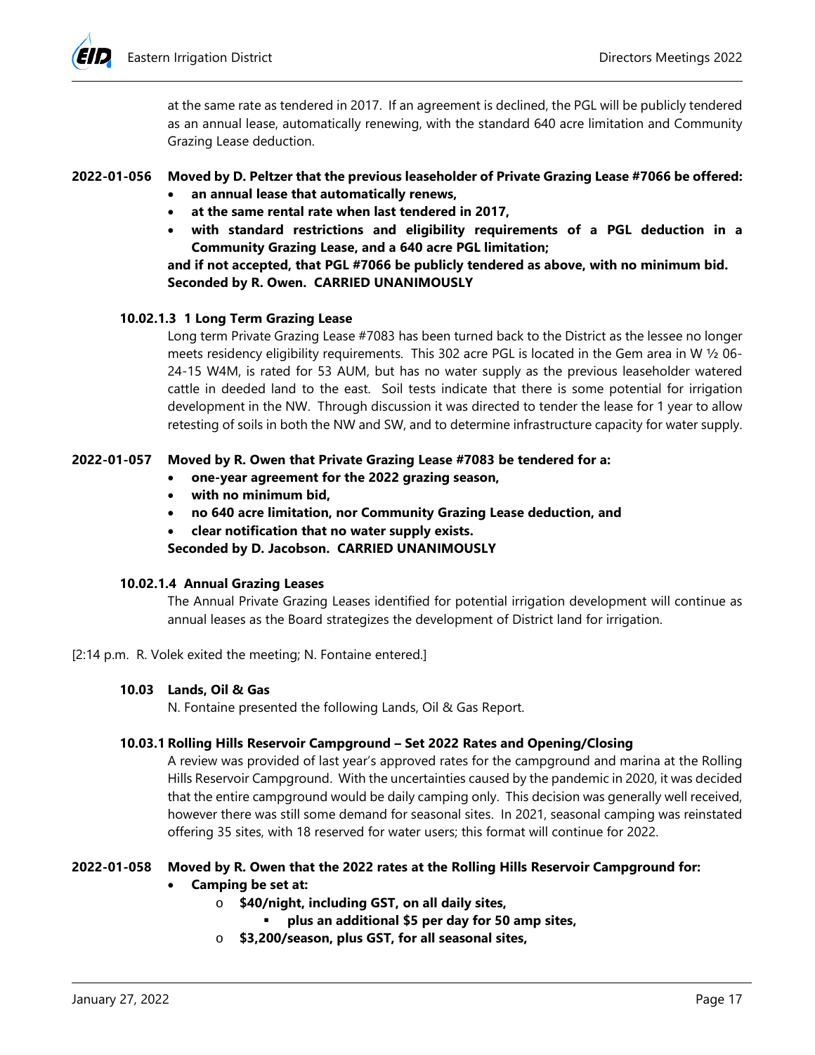at the same rate as tendered in 2017. If an agreement is declined, the PGL will be publicly tendered as an annual lease, automatically renewing, with the standard 640 acre limitation and Community Grazing Lease deduction.

**2022-01-056 Moved by D. Peltzer that the previous leaseholder of Private Grazing Lease #7066 be offered:**

- **an annual lease that automatically renews,**
- **at the same rental rate when last tendered in 2017,**
- **with standard restrictions and eligibility requirements of a PGL deduction in a Community Grazing Lease, and a 640 acre PGL limitation;**

**and if not accepted, that PGL #7066 be publicly tendered as above, with no minimum bid. Seconded by R. Owen. CARRIED UNANIMOUSLY**

#### 10.02.1.3 1 Long Term Grazing Lease

Long term Private Grazing Lease #7083 has been turned back to the District as the lessee no longer meets residency eligibility requirements. This 302 acre PGL is located in the Gem area in W ½ 06-24-15 W4M, is rated for 53 AUM, but has no water supply as the previous leaseholder watered cattle in deeded land to the east. Soil tests indicate that there is some potential for irrigation development in the NW. Through discussion it was directed to tender the lease for 1 year to allow retesting of soils in both the NW and SW, and to determine infrastructure capacity for water supply.

**2022-01-057 Moved by R. Owen that Private Grazing Lease #7083 be tendered for a:**

- **one-year agreement for the 2022 grazing season,**
- **with no minimum bid,**
- **no 640 acre limitation, nor Community Grazing Lease deduction, and**
- **clear notification that no water supply exists.**

**Seconded by D. Jacobson. CARRIED UNANIMOUSLY**

#### 10.02.1.4 Annual Grazing Leases

The Annual Private Grazing Leases identified for potential irrigation development will continue as annual leases as the Board strategizes the development of District land for irrigation.

[2:14 p.m. R. Volek exited the meeting; N. Fontaine entered.]

### 10.03 Lands, Oil & Gas

N. Fontaine presented the following Lands, Oil & Gas Report.

#### 10.03.1 Rolling Hills Reservoir Campground – Set 2022 Rates and Opening/Closing

A review was provided of last year's approved rates for the campground and marina at the Rolling Hills Reservoir Campground. With the uncertainties caused by the pandemic in 2020, it was decided that the entire campground would be daily camping only. This decision was generally well received, however there was still some demand for seasonal sites. In 2021, seasonal camping was reinstated offering 35 sites, with 18 reserved for water users; this format will continue for 2022.

**2022-01-058 Moved by R. Owen that the 2022 rates at the Rolling Hills Reservoir Campground for:**

- **Camping be set at:**
  - **$40/night, including GST, on all daily sites,**
    - **plus an additional $5 per day for 50 amp sites,**
  - **$3,200/season, plus GST, for all seasonal sites,**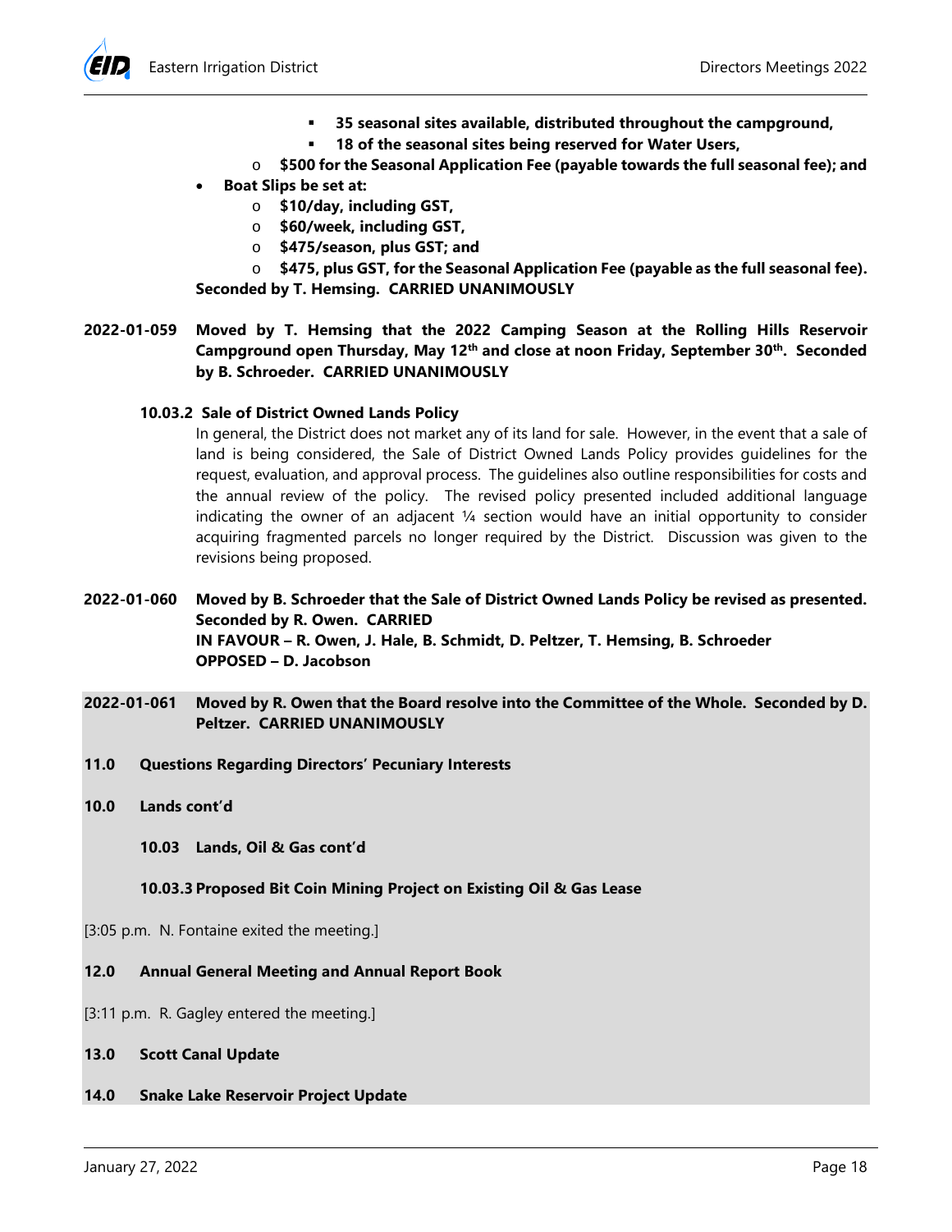- **35 seasonal sites available, distributed throughout the campground,**
        - **18 of the seasonal sites being reserved for Water Users,**
    - **$500 for the Seasonal Application Fee (payable towards the full seasonal fee); and**
- **Boat Slips be set at:**
    - **$10/day, including GST,**
    - **$60/week, including GST,**
    - **$475/season, plus GST; and**
    - **$475, plus GST, for the Seasonal Application Fee (payable as the full seasonal fee).**

**Seconded by T. Hemsing. CARRIED UNANIMOUSLY**

**2022-01-059 Moved by T. Hemsing that the 2022 Camping Season at the Rolling Hills Reservoir Campground open Thursday, May 12th and close at noon Friday, September 30th. Seconded by B. Schroeder. CARRIED UNANIMOUSLY**

**10.03.2 Sale of District Owned Lands Policy**

In general, the District does not market any of its land for sale. However, in the event that a sale of land is being considered, the Sale of District Owned Lands Policy provides guidelines for the request, evaluation, and approval process. The guidelines also outline responsibilities for costs and the annual review of the policy. The revised policy presented included additional language indicating the owner of an adjacent ¼ section would have an initial opportunity to consider acquiring fragmented parcels no longer required by the District. Discussion was given to the revisions being proposed.

**2022-01-060 Moved by B. Schroeder that the Sale of District Owned Lands Policy be revised as presented. Seconded by R. Owen. CARRIED**
**IN FAVOUR – R. Owen, J. Hale, B. Schmidt, D. Peltzer, T. Hemsing, B. Schroeder**
**OPPOSED – D. Jacobson**

**2022-01-061 Moved by R. Owen that the Board resolve into the Committee of the Whole. Seconded by D. Peltzer. CARRIED UNANIMOUSLY**

**11.0 Questions Regarding Directors' Pecuniary Interests**

**10.0 Lands cont'd**

**10.03 Lands, Oil & Gas cont'd**

**10.03.3 Proposed Bit Coin Mining Project on Existing Oil & Gas Lease**

[3:05 p.m. N. Fontaine exited the meeting.]

**12.0 Annual General Meeting and Annual Report Book**

[3:11 p.m. R. Gagley entered the meeting.]

**13.0 Scott Canal Update**

**14.0 Snake Lake Reservoir Project Update**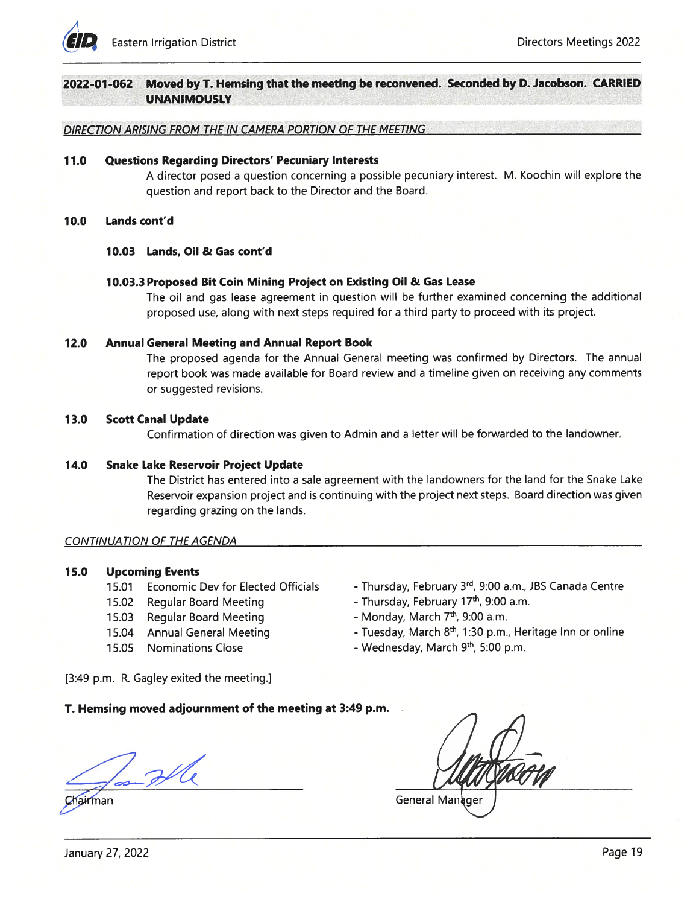**2022-01-062 Moved by T. Hemsing that the meeting be reconvened. Seconded by D. Jacobson. CARRIED UNANIMOUSLY**

*DIRECTION ARISING FROM THE IN CAMERA PORTION OF THE MEETING*

**11.0 Questions Regarding Directors' Pecuniary Interests**

A director posed a question concerning a possible pecuniary interest. M. Koochin will explore the question and report back to the Director and the Board.

**10.0 Lands cont'd**

**10.03 Lands, Oil & Gas cont'd**

**10.03.3 Proposed Bit Coin Mining Project on Existing Oil & Gas Lease**

The oil and gas lease agreement in question will be further examined concerning the additional proposed use, along with next steps required for a third party to proceed with its project.

**12.0 Annual General Meeting and Annual Report Book**

The proposed agenda for the Annual General meeting was confirmed by Directors. The annual report book was made available for Board review and a timeline given on receiving any comments or suggested revisions.

**13.0 Scott Canal Update**

Confirmation of direction was given to Admin and a letter will be forwarded to the landowner.

**14.0 Snake Lake Reservoir Project Update**

The District has entered into a sale agreement with the landowners for the land for the Snake Lake Reservoir expansion project and is continuing with the project next steps. Board direction was given regarding grazing on the lands.

*CONTINUATION OF THE AGENDA*

**15.0 Upcoming Events**

| | | |
|---|---|---|
| 15.01 | Economic Dev for Elected Officials | - Thursday, February 3rd, 9:00 a.m., JBS Canada Centre |
| 15.02 | Regular Board Meeting | - Thursday, February 17th, 9:00 a.m. |
| 15.03 | Regular Board Meeting | - Monday, March 7th, 9:00 a.m. |
| 15.04 | Annual General Meeting | - Tuesday, March 8th, 1:30 p.m., Heritage Inn or online |
| 15.05 | Nominations Close | - Wednesday, March 9th, 5:00 p.m. |

[3:49 p.m. R. Gagley exited the meeting.]

**T. Hemsing moved adjournment of the meeting at 3:49 p.m.**

Chairman

General Manager

January 27, 2022